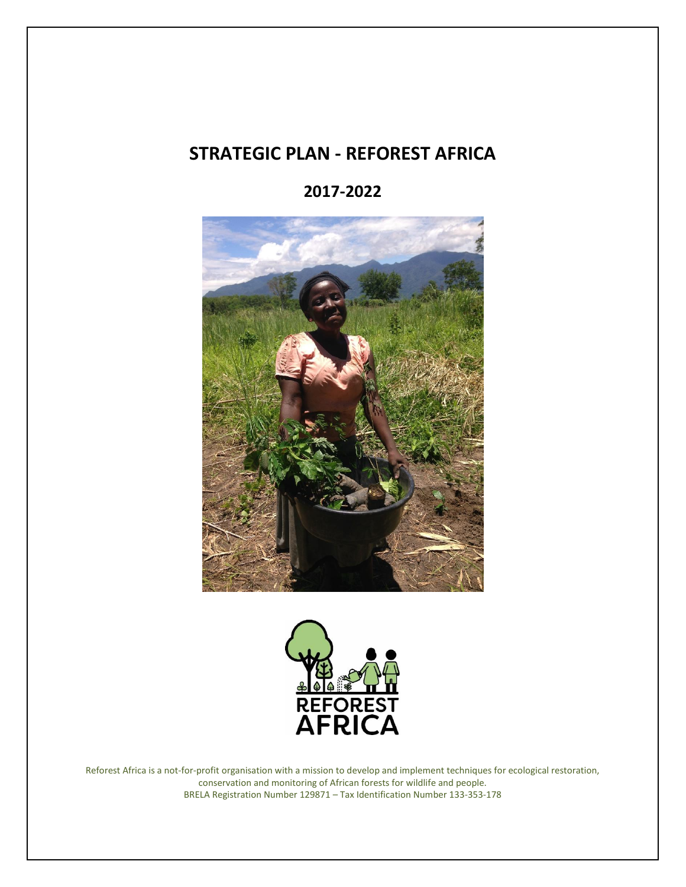# STRATEGIC PLAN - REFOREST AFRICA

## 2017-2022

REFOREST AFRICA

Reforest Africa is a not-for-profit organisation with a mission to develop and implement techniques for ecological restoration, conservation and monitoring of African forests for wildlife and people.
BRELA Registration Number 129871 – Tax Identification Number 133-353-178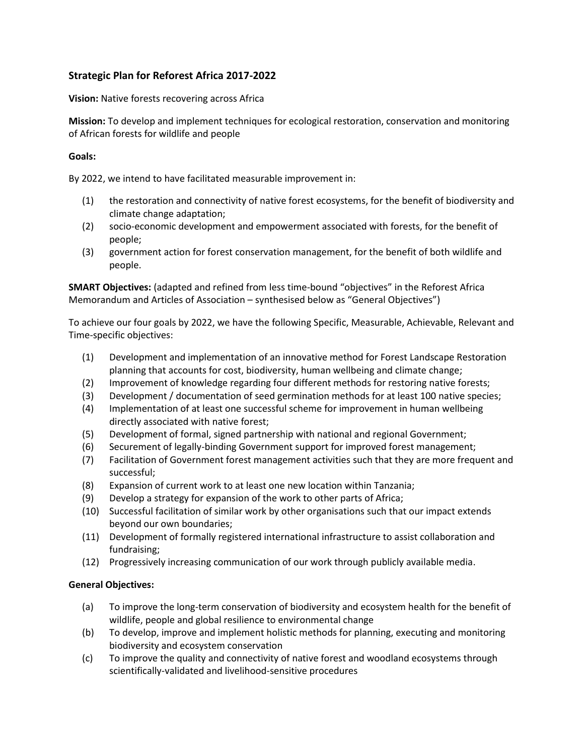## Strategic Plan for Reforest Africa 2017-2022

**Vision:** Native forests recovering across Africa

**Mission:** To develop and implement techniques for ecological restoration, conservation and monitoring of African forests for wildlife and people

**Goals:**

By 2022, we intend to have facilitated measurable improvement in:

(1) the restoration and connectivity of native forest ecosystems, for the benefit of biodiversity and climate change adaptation;
(2) socio-economic development and empowerment associated with forests, for the benefit of people;
(3) government action for forest conservation management, for the benefit of both wildlife and people.

**SMART Objectives:** (adapted and refined from less time-bound "objectives" in the Reforest Africa Memorandum and Articles of Association – synthesised below as "General Objectives")

To achieve our four goals by 2022, we have the following Specific, Measurable, Achievable, Relevant and Time-specific objectives:

(1) Development and implementation of an innovative method for Forest Landscape Restoration planning that accounts for cost, biodiversity, human wellbeing and climate change;
(2) Improvement of knowledge regarding four different methods for restoring native forests;
(3) Development / documentation of seed germination methods for at least 100 native species;
(4) Implementation of at least one successful scheme for improvement in human wellbeing directly associated with native forest;
(5) Development of formal, signed partnership with national and regional Government;
(6) Securement of legally-binding Government support for improved forest management;
(7) Facilitation of Government forest management activities such that they are more frequent and successful;
(8) Expansion of current work to at least one new location within Tanzania;
(9) Develop a strategy for expansion of the work to other parts of Africa;
(10) Successful facilitation of similar work by other organisations such that our impact extends beyond our own boundaries;
(11) Development of formally registered international infrastructure to assist collaboration and fundraising;
(12) Progressively increasing communication of our work through publicly available media.

**General Objectives:**

(a) To improve the long-term conservation of biodiversity and ecosystem health for the benefit of wildlife, people and global resilience to environmental change
(b) To develop, improve and implement holistic methods for planning, executing and monitoring biodiversity and ecosystem conservation
(c) To improve the quality and connectivity of native forest and woodland ecosystems through scientifically-validated and livelihood-sensitive procedures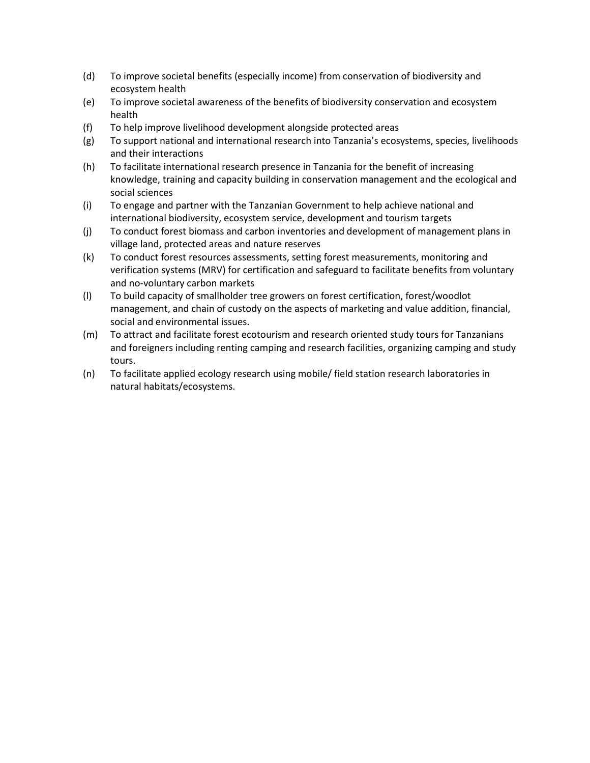(d) To improve societal benefits (especially income) from conservation of biodiversity and ecosystem health

(e) To improve societal awareness of the benefits of biodiversity conservation and ecosystem health

(f) To help improve livelihood development alongside protected areas

(g) To support national and international research into Tanzania's ecosystems, species, livelihoods and their interactions

(h) To facilitate international research presence in Tanzania for the benefit of increasing knowledge, training and capacity building in conservation management and the ecological and social sciences

(i) To engage and partner with the Tanzanian Government to help achieve national and international biodiversity, ecosystem service, development and tourism targets

(j) To conduct forest biomass and carbon inventories and development of management plans in village land, protected areas and nature reserves

(k) To conduct forest resources assessments, setting forest measurements, monitoring and verification systems (MRV) for certification and safeguard to facilitate benefits from voluntary and no-voluntary carbon markets

(l) To build capacity of smallholder tree growers on forest certification, forest/woodlot management, and chain of custody on the aspects of marketing and value addition, financial, social and environmental issues.

(m) To attract and facilitate forest ecotourism and research oriented study tours for Tanzanians and foreigners including renting camping and research facilities, organizing camping and study tours.

(n) To facilitate applied ecology research using mobile/ field station research laboratories in natural habitats/ecosystems.